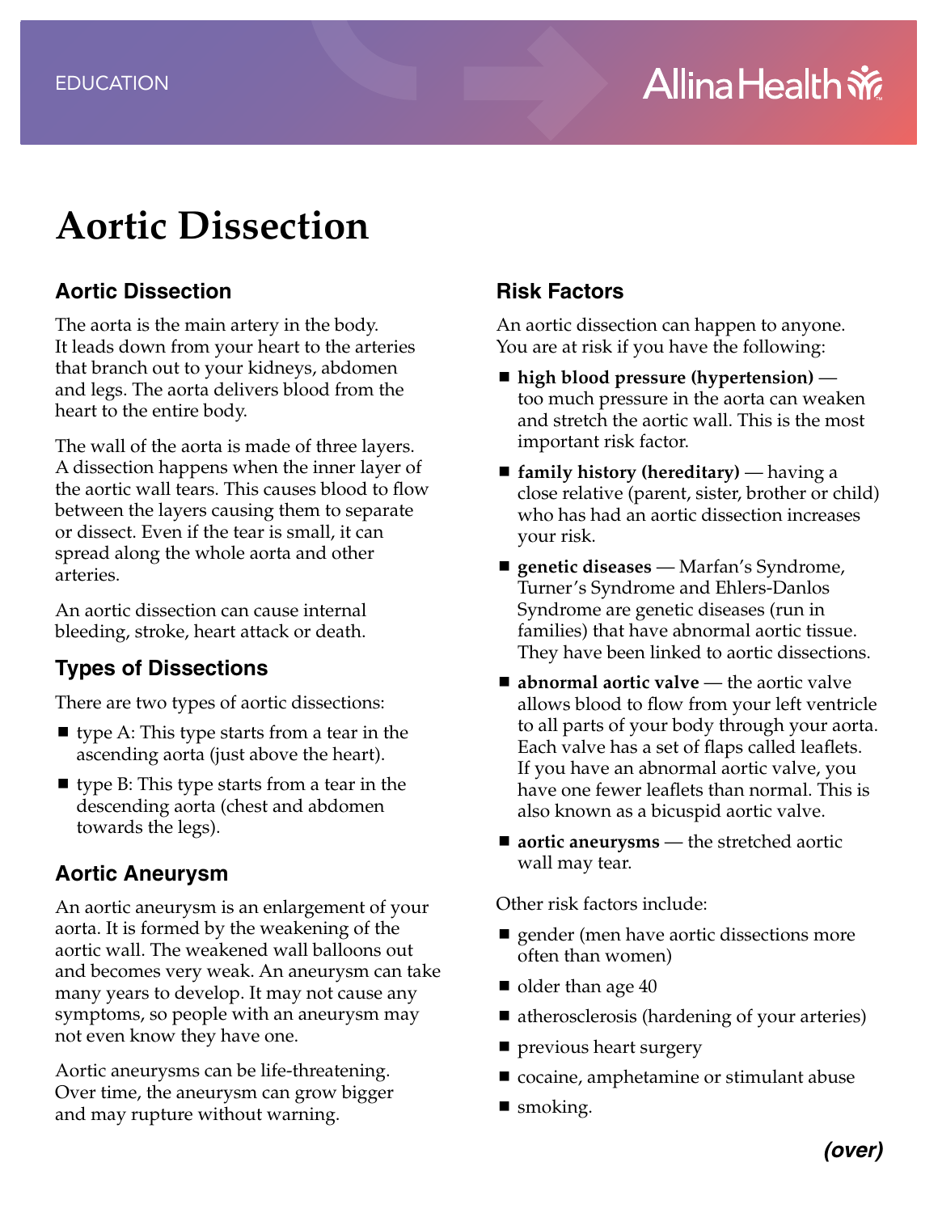EDUCATION

Allina Health

# Aortic Dissection

## Aortic Dissection

The aorta is the main artery in the body. It leads down from your heart to the arteries that branch out to your kidneys, abdomen and legs. The aorta delivers blood from the heart to the entire body.

The wall of the aorta is made of three layers. A dissection happens when the inner layer of the aortic wall tears. This causes blood to flow between the layers causing them to separate or dissect. Even if the tear is small, it can spread along the whole aorta and other arteries.

An aortic dissection can cause internal bleeding, stroke, heart attack or death.

## Types of Dissections

There are two types of aortic dissections:

- type A: This type starts from a tear in the ascending aorta (just above the heart).
- type B: This type starts from a tear in the descending aorta (chest and abdomen towards the legs).

## Aortic Aneurysm

An aortic aneurysm is an enlargement of your aorta. It is formed by the weakening of the aortic wall. The weakened wall balloons out and becomes very weak. An aneurysm can take many years to develop. It may not cause any symptoms, so people with an aneurysm may not even know they have one.

Aortic aneurysms can be life-threatening. Over time, the aneurysm can grow bigger and may rupture without warning.

## Risk Factors

An aortic dissection can happen to anyone. You are at risk if you have the following:

- **high blood pressure (hypertension)** — too much pressure in the aorta can weaken and stretch the aortic wall. This is the most important risk factor.
- **family history (hereditary)** — having a close relative (parent, sister, brother or child) who has had an aortic dissection increases your risk.
- **genetic diseases** — Marfan's Syndrome, Turner's Syndrome and Ehlers-Danlos Syndrome are genetic diseases (run in families) that have abnormal aortic tissue. They have been linked to aortic dissections.
- **abnormal aortic valve** — the aortic valve allows blood to flow from your left ventricle to all parts of your body through your aorta. Each valve has a set of flaps called leaflets. If you have an abnormal aortic valve, you have one fewer leaflets than normal. This is also known as a bicuspid aortic valve.
- **aortic aneurysms** — the stretched aortic wall may tear.

Other risk factors include:

- gender (men have aortic dissections more often than women)
- older than age 40
- atherosclerosis (hardening of your arteries)
- previous heart surgery
- cocaine, amphetamine or stimulant abuse
- smoking.

***(over)***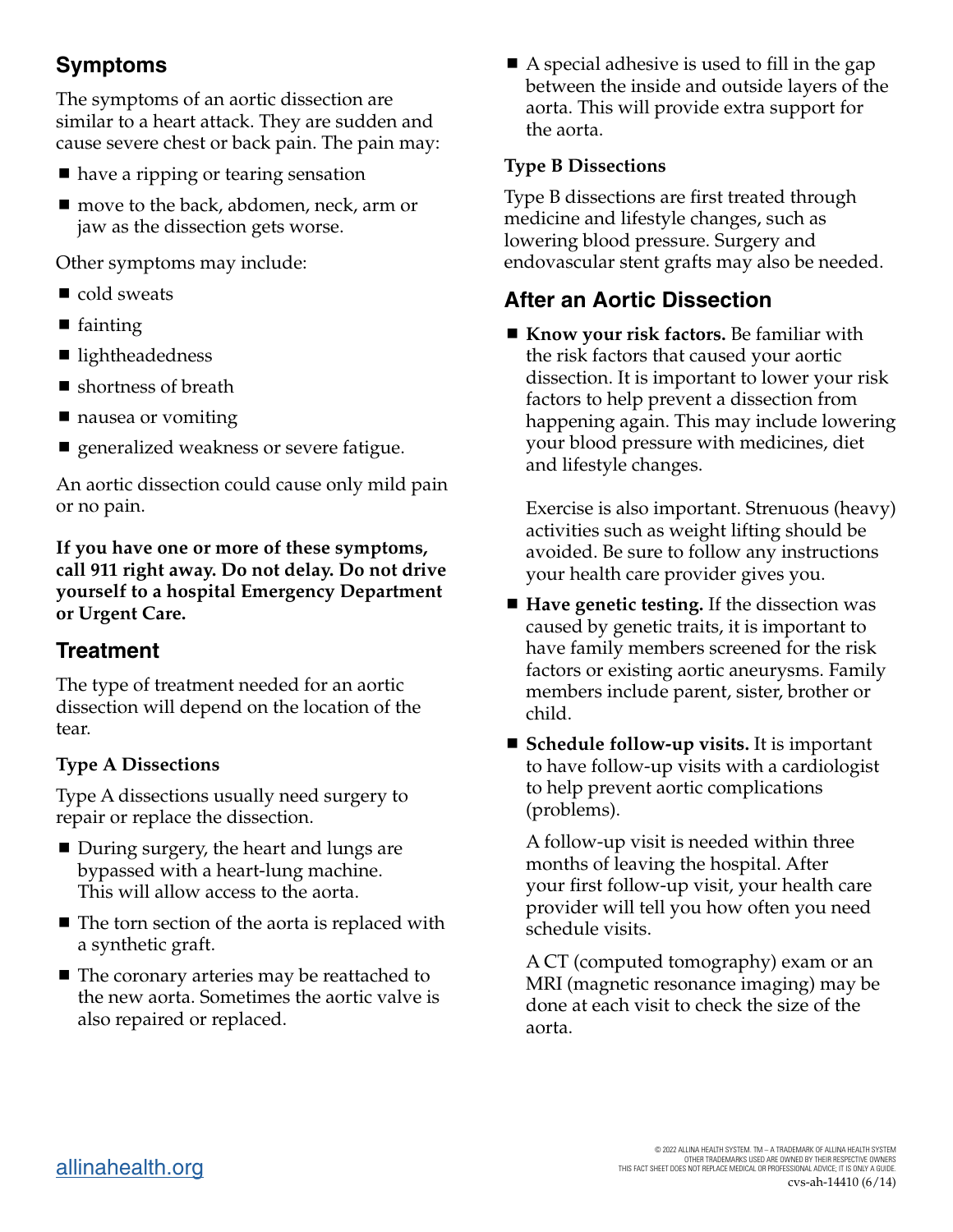## Symptoms

The symptoms of an aortic dissection are similar to a heart attack. They are sudden and cause severe chest or back pain. The pain may:

- have a ripping or tearing sensation
- move to the back, abdomen, neck, arm or jaw as the dissection gets worse.

Other symptoms may include:

- cold sweats
- fainting
- lightheadedness
- shortness of breath
- nausea or vomiting
- generalized weakness or severe fatigue.

An aortic dissection could cause only mild pain or no pain.

**If you have one or more of these symptoms, call 911 right away. Do not delay. Do not drive yourself to a hospital Emergency Department or Urgent Care.**

## Treatment

The type of treatment needed for an aortic dissection will depend on the location of the tear.

### Type A Dissections

Type A dissections usually need surgery to repair or replace the dissection.

- During surgery, the heart and lungs are bypassed with a heart-lung machine. This will allow access to the aorta.
- The torn section of the aorta is replaced with a synthetic graft.
- The coronary arteries may be reattached to the new aorta. Sometimes the aortic valve is also repaired or replaced.
- A special adhesive is used to fill in the gap between the inside and outside layers of the aorta. This will provide extra support for the aorta.

### Type B Dissections

Type B dissections are first treated through medicine and lifestyle changes, such as lowering blood pressure. Surgery and endovascular stent grafts may also be needed.

## After an Aortic Dissection

- **Know your risk factors.** Be familiar with the risk factors that caused your aortic dissection. It is important to lower your risk factors to help prevent a dissection from happening again. This may include lowering your blood pressure with medicines, diet and lifestyle changes.

  Exercise is also important. Strenuous (heavy) activities such as weight lifting should be avoided. Be sure to follow any instructions your health care provider gives you.

- **Have genetic testing.** If the dissection was caused by genetic traits, it is important to have family members screened for the risk factors or existing aortic aneurysms. Family members include parent, sister, brother or child.
- **Schedule follow-up visits.** It is important to have follow-up visits with a cardiologist to help prevent aortic complications (problems).

  A follow-up visit is needed within three months of leaving the hospital. After your first follow-up visit, your health care provider will tell you how often you need schedule visits.

  A CT (computed tomography) exam or an MRI (magnetic resonance imaging) may be done at each visit to check the size of the aorta.

allinahealth.org

© 2022 ALLINA HEALTH SYSTEM. TM – A TRADEMARK OF ALLINA HEALTH SYSTEM
OTHER TRADEMARKS USED ARE OWNED BY THEIR RESPECTIVE OWNERS
THIS FACT SHEET DOES NOT REPLACE MEDICAL OR PROFESSIONAL ADVICE; IT IS ONLY A GUIDE.
cvs-ah-14410 (6/14)